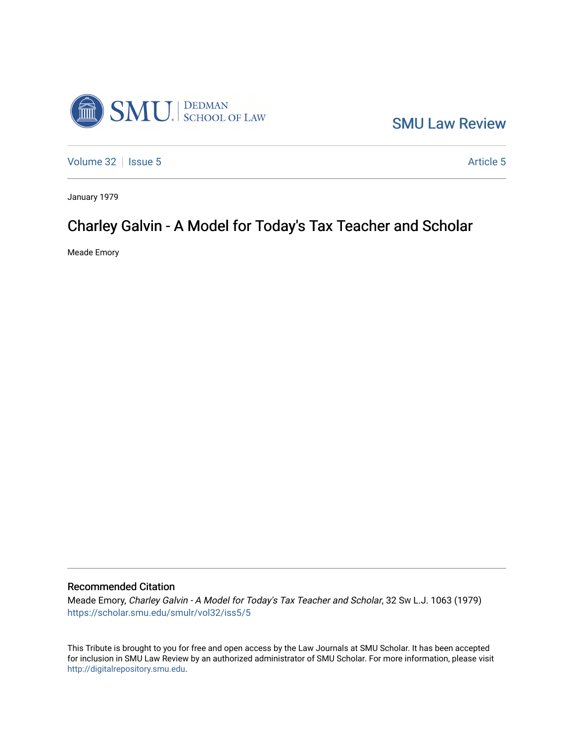SMU Law Review

Volume 32 | Issue 5 | Article 5

January 1979

# Charley Galvin - A Model for Today's Tax Teacher and Scholar

Meade Emory

## Recommended Citation

Meade Emory, *Charley Galvin - A Model for Today's Tax Teacher and Scholar*, 32 Sw L.J. 1063 (1979)
https://scholar.smu.edu/smulr/vol32/iss5/5

This Tribute is brought to you for free and open access by the Law Journals at SMU Scholar. It has been accepted for inclusion in SMU Law Review by an authorized administrator of SMU Scholar. For more information, please visit http://digitalrepository.smu.edu.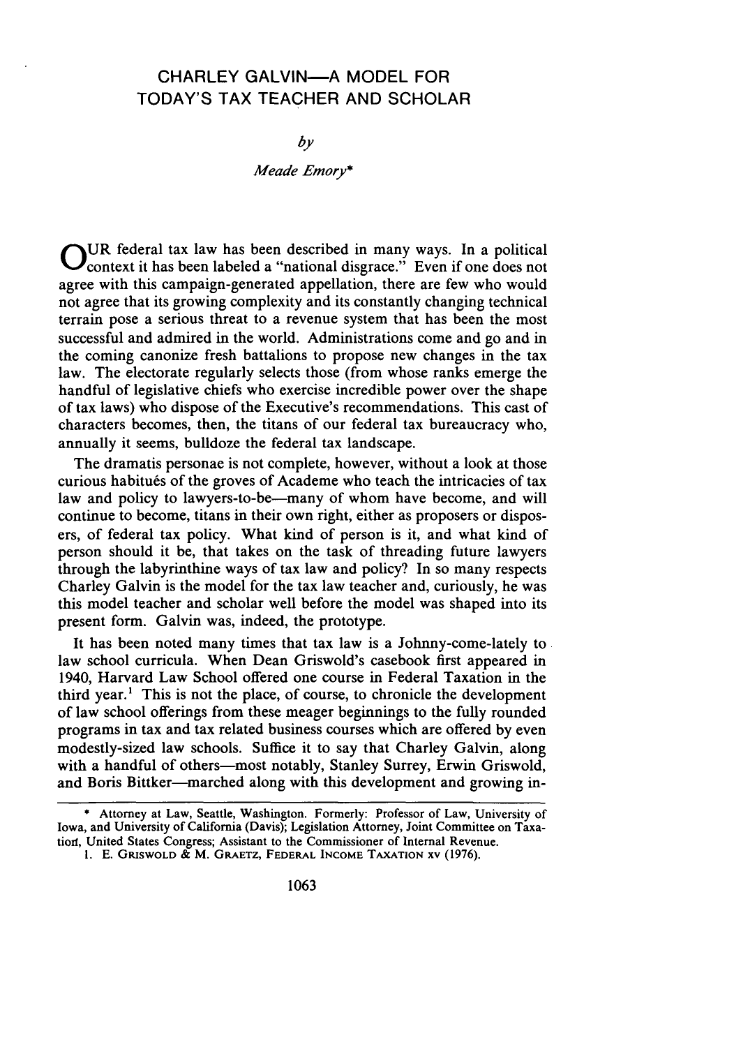# CHARLEY GALVIN—A MODEL FOR TODAY'S TAX TEACHER AND SCHOLAR

*by*

*Meade Emory**

OUR federal tax law has been described in many ways. In a political context it has been labeled a "national disgrace." Even if one does not agree with this campaign-generated appellation, there are few who would not agree that its growing complexity and its constantly changing technical terrain pose a serious threat to a revenue system that has been the most successful and admired in the world. Administrations come and go and in the coming canonize fresh battalions to propose new changes in the tax law. The electorate regularly selects those (from whose ranks emerge the handful of legislative chiefs who exercise incredible power over the shape of tax laws) who dispose of the Executive's recommendations. This cast of characters becomes, then, the titans of our federal tax bureaucracy who, annually it seems, bulldoze the federal tax landscape.

The dramatis personae is not complete, however, without a look at those curious habitués of the groves of Academe who teach the intricacies of tax law and policy to lawyers-to-be—many of whom have become, and will continue to become, titans in their own right, either as proposers or disposers, of federal tax policy. What kind of person is it, and what kind of person should it be, that takes on the task of threading future lawyers through the labyrinthine ways of tax law and policy? In so many respects Charley Galvin is the model for the tax law teacher and, curiously, he was this model teacher and scholar well before the model was shaped into its present form. Galvin was, indeed, the prototype.

It has been noted many times that tax law is a Johnny-come-lately to law school curricula. When Dean Griswold's casebook first appeared in 1940, Harvard Law School offered one course in Federal Taxation in the third year.[1] This is not the place, of course, to chronicle the development of law school offerings from these meager beginnings to the fully rounded programs in tax and tax related business courses which are offered by even modestly-sized law schools. Suffice it to say that Charley Galvin, along with a handful of others—most notably, Stanley Surrey, Erwin Griswold, and Boris Bittker—marched along with this development and growing in-

---

\* Attorney at Law, Seattle, Washington. Formerly: Professor of Law, University of Iowa, and University of California (Davis); Legislation Attorney, Joint Committee on Taxation, United States Congress; Assistant to the Commissioner of Internal Revenue.

1. E. GRISWOLD & M. GRAETZ, FEDERAL INCOME TAXATION xv (1976).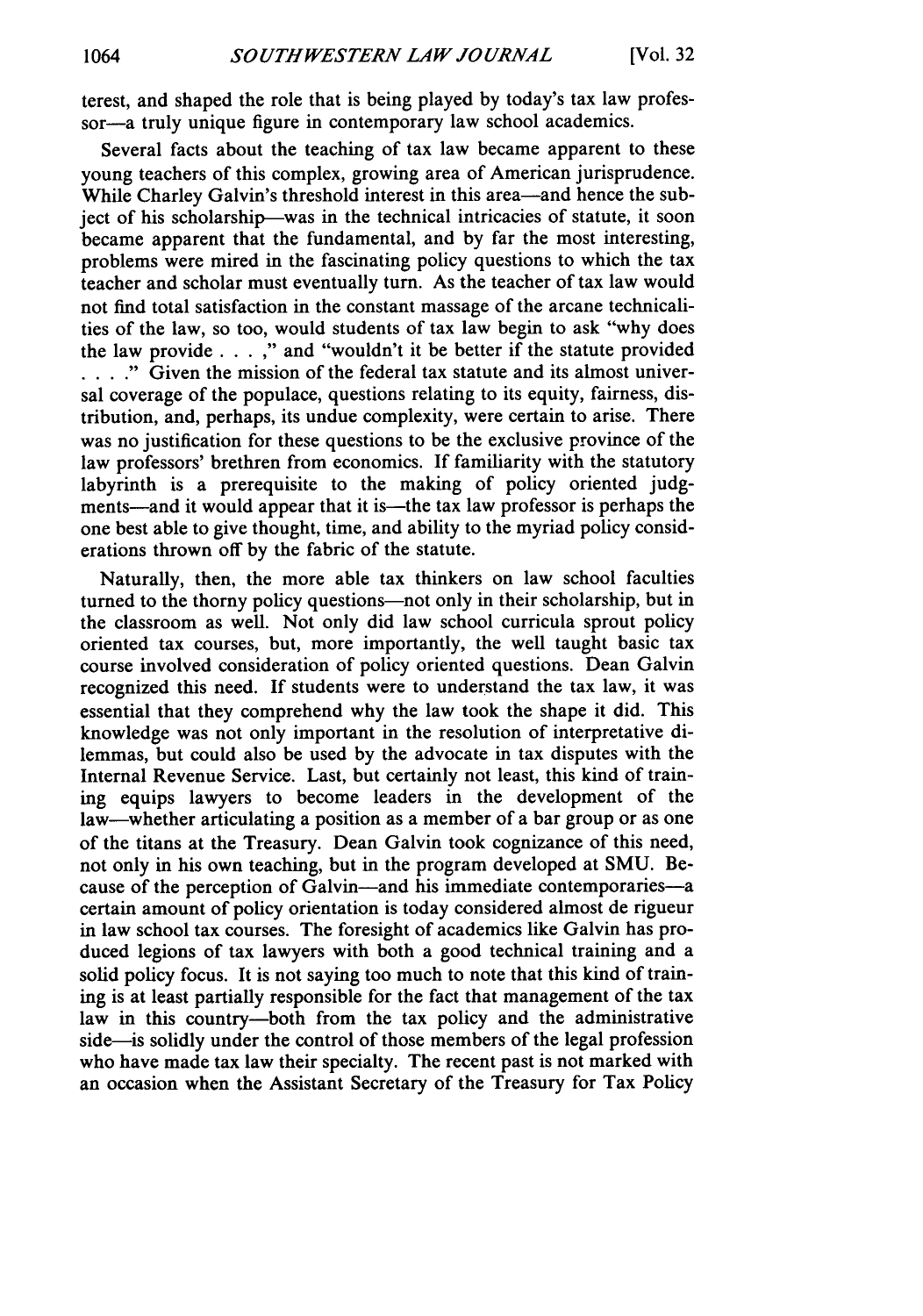terest, and shaped the role that is being played by today's tax law professor—a truly unique figure in contemporary law school academics.

Several facts about the teaching of tax law became apparent to these young teachers of this complex, growing area of American jurisprudence. While Charley Galvin's threshold interest in this area—and hence the subject of his scholarship—was in the technical intricacies of statute, it soon became apparent that the fundamental, and by far the most interesting, problems were mired in the fascinating policy questions to which the tax teacher and scholar must eventually turn. As the teacher of tax law would not find total satisfaction in the constant massage of the arcane technicalities of the law, so too, would students of tax law begin to ask "why does the law provide . . . ," and "wouldn't it be better if the statute provided . . . ." Given the mission of the federal tax statute and its almost universal coverage of the populace, questions relating to its equity, fairness, distribution, and, perhaps, its undue complexity, were certain to arise. There was no justification for these questions to be the exclusive province of the law professors' brethren from economics. If familiarity with the statutory labyrinth is a prerequisite to the making of policy oriented judgments—and it would appear that it is—the tax law professor is perhaps the one best able to give thought, time, and ability to the myriad policy considerations thrown off by the fabric of the statute.

Naturally, then, the more able tax thinkers on law school faculties turned to the thorny policy questions—not only in their scholarship, but in the classroom as well. Not only did law school curricula sprout policy oriented tax courses, but, more importantly, the well taught basic tax course involved consideration of policy oriented questions. Dean Galvin recognized this need. If students were to understand the tax law, it was essential that they comprehend why the law took the shape it did. This knowledge was not only important in the resolution of interpretative dilemmas, but could also be used by the advocate in tax disputes with the Internal Revenue Service. Last, but certainly not least, this kind of training equips lawyers to become leaders in the development of the law—whether articulating a position as a member of a bar group or as one of the titans at the Treasury. Dean Galvin took cognizance of this need, not only in his own teaching, but in the program developed at SMU. Because of the perception of Galvin—and his immediate contemporaries—a certain amount of policy orientation is today considered almost de rigueur in law school tax courses. The foresight of academics like Galvin has produced legions of tax lawyers with both a good technical training and a solid policy focus. It is not saying too much to note that this kind of training is at least partially responsible for the fact that management of the tax law in this country—both from the tax policy and the administrative side—is solidly under the control of those members of the legal profession who have made tax law their specialty. The recent past is not marked with an occasion when the Assistant Secretary of the Treasury for Tax Policy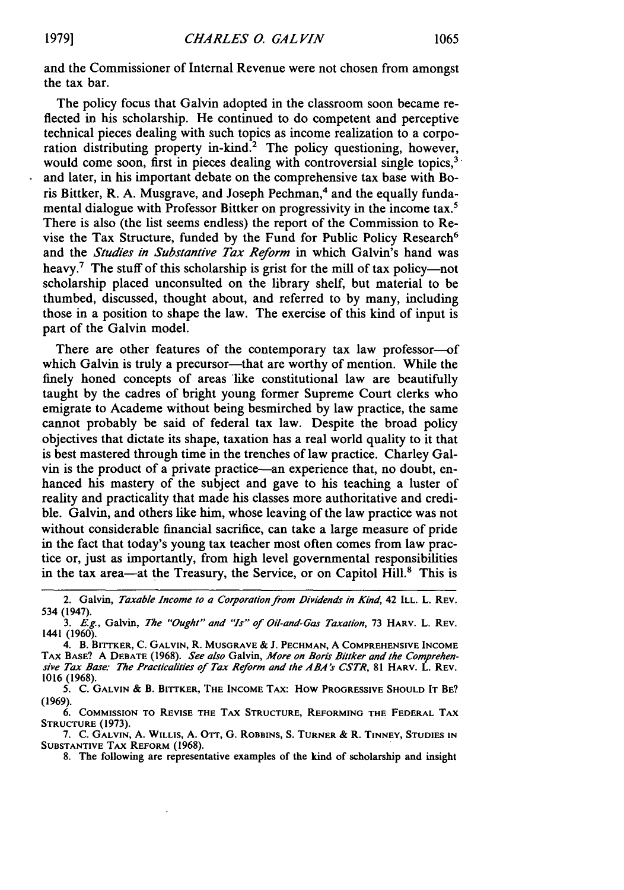and the Commissioner of Internal Revenue were not chosen from amongst the tax bar.

The policy focus that Galvin adopted in the classroom soon became reflected in his scholarship. He continued to do competent and perceptive technical pieces dealing with such topics as income realization to a corporation distributing property in-kind.[2] The policy questioning, however, would come soon, first in pieces dealing with controversial single topics,[3] and later, in his important debate on the comprehensive tax base with Boris Bittker, R. A. Musgrave, and Joseph Pechman,[4] and the equally fundamental dialogue with Professor Bittker on progressivity in the income tax.[5] There is also (the list seems endless) the report of the Commission to Revise the Tax Structure, funded by the Fund for Public Policy Research[6] and the *Studies in Substantive Tax Reform* in which Galvin's hand was heavy.[7] The stuff of this scholarship is grist for the mill of tax policy—not scholarship placed unconsulted on the library shelf, but material to be thumbed, discussed, thought about, and referred to by many, including those in a position to shape the law. The exercise of this kind of input is part of the Galvin model.

There are other features of the contemporary tax law professor—of which Galvin is truly a precursor—that are worthy of mention. While the finely honed concepts of areas like constitutional law are beautifully taught by the cadres of bright young former Supreme Court clerks who emigrate to Academe without being besmirched by law practice, the same cannot probably be said of federal tax law. Despite the broad policy objectives that dictate its shape, taxation has a real world quality to it that is best mastered through time in the trenches of law practice. Charley Galvin is the product of a private practice—an experience that, no doubt, enhanced his mastery of the subject and gave to his teaching a luster of reality and practicality that made his classes more authoritative and credible. Galvin, and others like him, whose leaving of the law practice was not without considerable financial sacrifice, can take a large measure of pride in the fact that today's young tax teacher most often comes from law practice or, just as importantly, from high level governmental responsibilities in the tax area—at the Treasury, the Service, or on Capitol Hill.[8] This is

---

2. Galvin, *Taxable Income to a Corporation from Dividends in Kind*, 42 ILL. L. REV. 534 (1947).

3. *E.g.*, Galvin, *The "Ought" and "Is" of Oil-and-Gas Taxation*, 73 HARV. L. REV. 1441 (1960).

4. B. BITTKER, C. GALVIN, R. MUSGRAVE & J. PECHMAN, A COMPREHENSIVE INCOME TAX BASE? A DEBATE (1968). *See also* Galvin, *More on Boris Bittker and the Comprehensive Tax Base: The Practicalities of Tax Reform and the ABA's CSTR*, 81 HARV. L. REV. 1016 (1968).

5. C. GALVIN & B. BITTKER, THE INCOME TAX: HOW PROGRESSIVE SHOULD IT BE? (1969).

6. COMMISSION TO REVISE THE TAX STRUCTURE, REFORMING THE FEDERAL TAX STRUCTURE (1973).

7. C. GALVIN, A. WILLIS, A. OTT, G. ROBBINS, S. TURNER & R. TINNEY, STUDIES IN SUBSTANTIVE TAX REFORM (1968).

8. The following are representative examples of the kind of scholarship and insight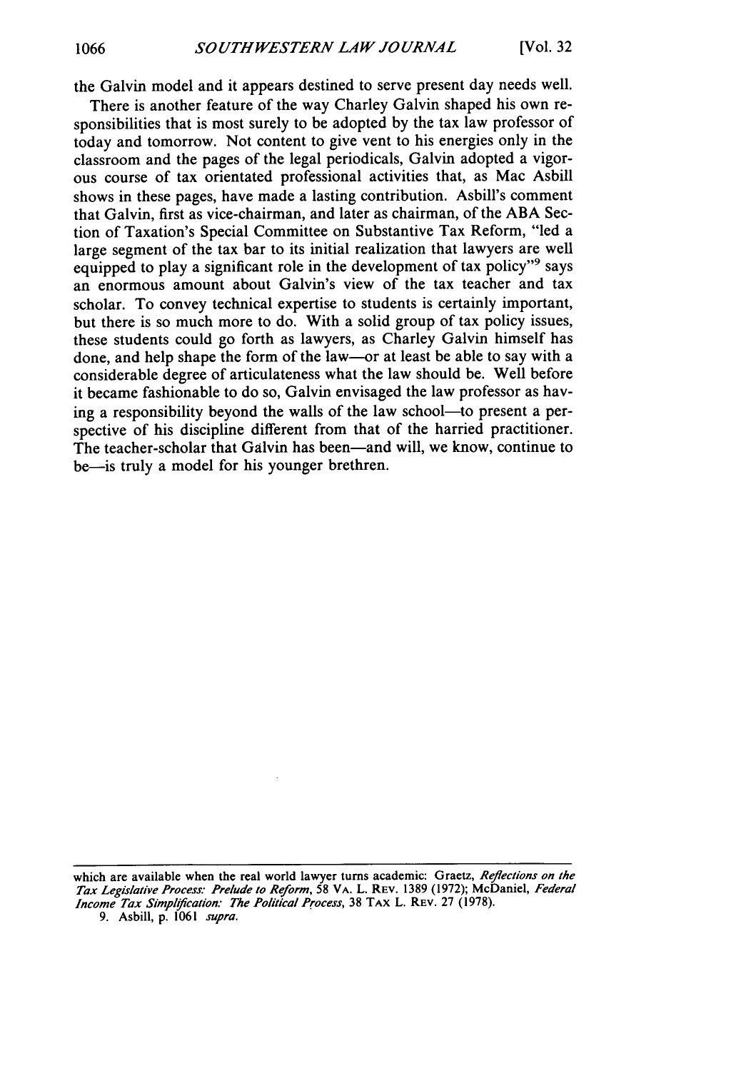the Galvin model and it appears destined to serve present day needs well.

There is another feature of the way Charley Galvin shaped his own responsibilities that is most surely to be adopted by the tax law professor of today and tomorrow. Not content to give vent to his energies only in the classroom and the pages of the legal periodicals, Galvin adopted a vigorous course of tax orientated professional activities that, as Mac Asbill shows in these pages, have made a lasting contribution. Asbill's comment that Galvin, first as vice-chairman, and later as chairman, of the ABA Section of Taxation's Special Committee on Substantive Tax Reform, "led a large segment of the tax bar to its initial realization that lawyers are well equipped to play a significant role in the development of tax policy"[9] says an enormous amount about Galvin's view of the tax teacher and tax scholar. To convey technical expertise to students is certainly important, but there is so much more to do. With a solid group of tax policy issues, these students could go forth as lawyers, as Charley Galvin himself has done, and help shape the form of the law—or at least be able to say with a considerable degree of articulateness what the law should be. Well before it became fashionable to do so, Galvin envisaged the law professor as having a responsibility beyond the walls of the law school—to present a perspective of his discipline different from that of the harried practitioner. The teacher-scholar that Galvin has been—and will, we know, continue to be—is truly a model for his younger brethren.

---

which are available when the real world lawyer turns academic: Graetz, *Reflections on the Tax Legislative Process: Prelude to Reform*, 58 VA. L. REV. 1389 (1972); McDaniel, *Federal Income Tax Simplification: The Political Process*, 38 TAX L. REV. 27 (1978).

9. Asbill, p. 1061 *supra*.